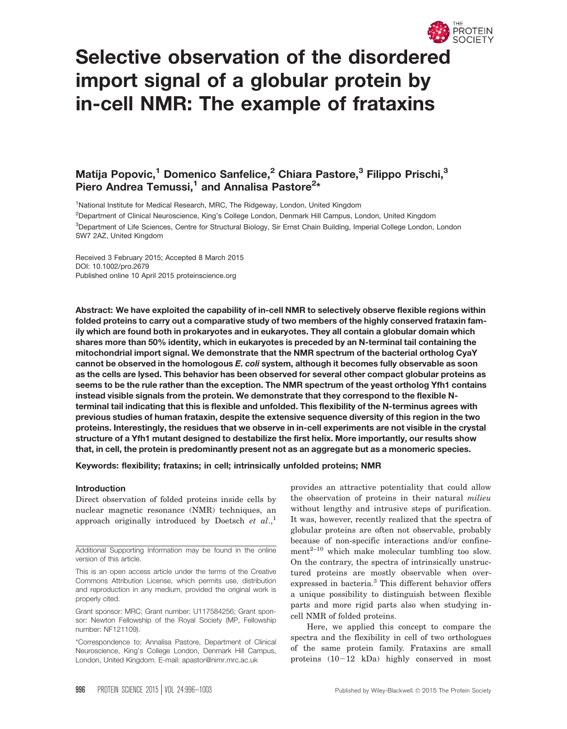# Selective observation of the disordered import signal of a globular protein by in-cell NMR: The example of frataxins

## Matija Popovic,[1] Domenico Sanfelice,[2] Chiara Pastore,[3] Filippo Prischi,[3] Piero Andrea Temussi,[1] and Annalisa Pastore[2]*

[1]National Institute for Medical Research, MRC, The Ridgeway, London, United Kingdom

[2]Department of Clinical Neuroscience, King's College London, Denmark Hill Campus, London, United Kingdom

[3]Department of Life Sciences, Centre for Structural Biology, Sir Ernst Chain Building, Imperial College London, London SW7 2AZ, United Kingdom

Received 3 February 2015; Accepted 8 March 2015
DOI: 10.1002/pro.2679
Published online 10 April 2015 proteinscience.org

**Abstract: We have exploited the capability of in-cell NMR to selectively observe flexible regions within folded proteins to carry out a comparative study of two members of the highly conserved frataxin family which are found both in prokaryotes and in eukaryotes. They all contain a globular domain which shares more than 50% identity, which in eukaryotes is preceded by an N-terminal tail containing the mitochondrial import signal. We demonstrate that the NMR spectrum of the bacterial ortholog CyaY cannot be observed in the homologous *E. coli* system, although it becomes fully observable as soon as the cells are lysed. This behavior has been observed for several other compact globular proteins as seems to be the rule rather than the exception. The NMR spectrum of the yeast ortholog Yfh1 contains instead visible signals from the protein. We demonstrate that they correspond to the flexible N-terminal tail indicating that this is flexible and unfolded. This flexibility of the N-terminus agrees with previous studies of human frataxin, despite the extensive sequence diversity of this region in the two proteins. Interestingly, the residues that we observe in in-cell experiments are not visible in the crystal structure of a Yfh1 mutant designed to destabilize the first helix. More importantly, our results show that, in cell, the protein is predominantly present not as an aggregate but as a monomeric species.**

**Keywords: flexibility; frataxins; in cell; intrinsically unfolded proteins; NMR**

### Introduction

Direct observation of folded proteins inside cells by nuclear magnetic resonance (NMR) techniques, an approach originally introduced by Doetsch *et al.*,[1] provides an attractive potentiality that could allow the observation of proteins in their natural *milieu* without lengthy and intrusive steps of purification. It was, however, recently realized that the spectra of globular proteins are often not observable, probably because of non-specific interactions and/or confinement[2–10] which make molecular tumbling too slow. On the contrary, the spectra of intrinsically unstructured proteins are mostly observable when overexpressed in bacteria.[3] This different behavior offers a unique possibility to distinguish between flexible parts and more rigid parts also when studying in-cell NMR of folded proteins.

Here, we applied this concept to compare the spectra and the flexibility in cell of two orthologues of the same protein family. Frataxins are small proteins (10–12 kDa) highly conserved in most

Additional Supporting Information may be found in the online version of this article.

This is an open access article under the terms of the Creative Commons Attribution License, which permits use, distribution and reproduction in any medium, provided the original work is properly cited.

Grant sponsor: MRC; Grant number: U117584256; Grant sponsor: Newton Fellowship of the Royal Society (MP, Fellowship number: NF121109).

*Correspondence to: Annalisa Pastore, Department of Clinical Neuroscience, King's College London, Denmark Hill Campus, London, United Kingdom. E-mail: apastor@nimr.mrc.ac.uk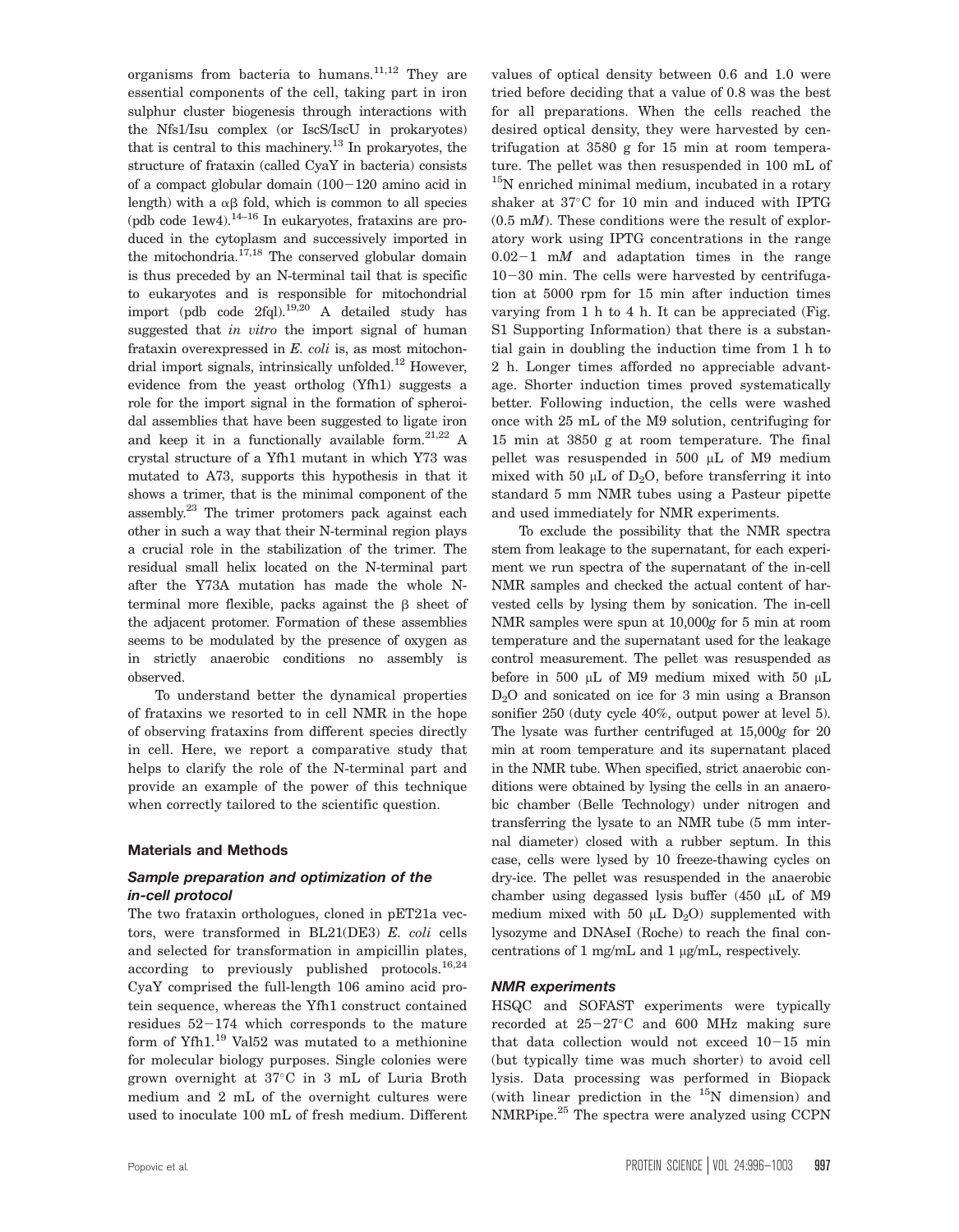organisms from bacteria to humans.[11,12] They are essential components of the cell, taking part in iron sulphur cluster biogenesis through interactions with the Nfs1/Isu complex (or IscS/IscU in prokaryotes) that is central to this machinery.[13] In prokaryotes, the structure of frataxin (called CyaY in bacteria) consists of a compact globular domain (100−120 amino acid in length) with a αβ fold, which is common to all species (pdb code 1ew4).[14–16] In eukaryotes, frataxins are produced in the cytoplasm and successively imported in the mitochondria.[17,18] The conserved globular domain is thus preceded by an N-terminal tail that is specific to eukaryotes and is responsible for mitochondrial import (pdb code 2fql).[19,20] A detailed study has suggested that *in vitro* the import signal of human frataxin overexpressed in *E. coli* is, as most mitochondrial import signals, intrinsically unfolded.[12] However, evidence from the yeast ortholog (Yfh1) suggests a role for the import signal in the formation of spheroidal assemblies that have been suggested to ligate iron and keep it in a functionally available form.[21,22] A crystal structure of a Yfh1 mutant in which Y73 was mutated to A73, supports this hypothesis in that it shows a trimer, that is the minimal component of the assembly.[23] The trimer protomers pack against each other in such a way that their N-terminal region plays a crucial role in the stabilization of the trimer. The residual small helix located on the N-terminal part after the Y73A mutation has made the whole N-terminal more flexible, packs against the β sheet of the adjacent protomer. Formation of these assemblies seems to be modulated by the presence of oxygen as in strictly anaerobic conditions no assembly is observed.

To understand better the dynamical properties of frataxins we resorted to in cell NMR in the hope of observing frataxins from different species directly in cell. Here, we report a comparative study that helps to clarify the role of the N-terminal part and provide an example of the power of this technique when correctly tailored to the scientific question.

## Materials and Methods

### Sample preparation and optimization of the in-cell protocol

The two frataxin orthologues, cloned in pET21a vectors, were transformed in BL21(DE3) *E. coli* cells and selected for transformation in ampicillin plates, according to previously published protocols.[16,24] CyaY comprised the full-length 106 amino acid protein sequence, whereas the Yfh1 construct contained residues 52−174 which corresponds to the mature form of Yfh1.[19] Val52 was mutated to a methionine for molecular biology purposes. Single colonies were grown overnight at 37°C in 3 mL of Luria Broth medium and 2 mL of the overnight cultures were used to inoculate 100 mL of fresh medium. Different values of optical density between 0.6 and 1.0 were tried before deciding that a value of 0.8 was the best for all preparations. When the cells reached the desired optical density, they were harvested by centrifugation at 3580 g for 15 min at room temperature. The pellet was then resuspended in 100 mL of $^{15}$N enriched minimal medium, incubated in a rotary shaker at 37°C for 10 min and induced with IPTG (0.5 m*M*). These conditions were the result of exploratory work using IPTG concentrations in the range 0.02−1 m*M* and adaptation times in the range 10−30 min. The cells were harvested by centrifugation at 5000 rpm for 15 min after induction times varying from 1 h to 4 h. It can be appreciated (Fig. S1 Supporting Information) that there is a substantial gain in doubling the induction time from 1 h to 2 h. Longer times afforded no appreciable advantage. Shorter induction times proved systematically better. Following induction, the cells were washed once with 25 mL of the M9 solution, centrifuging for 15 min at 3850 g at room temperature. The final pellet was resuspended in 500 μL of M9 medium mixed with 50 μL of $D_2O$, before transferring it into standard 5 mm NMR tubes using a Pasteur pipette and used immediately for NMR experiments.

To exclude the possibility that the NMR spectra stem from leakage to the supernatant, for each experiment we run spectra of the supernatant of the in-cell NMR samples and checked the actual content of harvested cells by lysing them by sonication. The in-cell NMR samples were spun at 10,000*g* for 5 min at room temperature and the supernatant used for the leakage control measurement. The pellet was resuspended as before in 500 μL of M9 medium mixed with 50 μL $D_2O$ and sonicated on ice for 3 min using a Branson sonifier 250 (duty cycle 40%, output power at level 5). The lysate was further centrifuged at 15,000*g* for 20 min at room temperature and its supernatant placed in the NMR tube. When specified, strict anaerobic conditions were obtained by lysing the cells in an anaerobic chamber (Belle Technology) under nitrogen and transferring the lysate to an NMR tube (5 mm internal diameter) closed with a rubber septum. In this case, cells were lysed by 10 freeze-thawing cycles on dry-ice. The pellet was resuspended in the anaerobic chamber using degassed lysis buffer (450 μL of M9 medium mixed with 50 μL $D_2O$) supplemented with lysozyme and DNAseI (Roche) to reach the final concentrations of 1 mg/mL and 1 μg/mL, respectively.

### NMR experiments

HSQC and SOFAST experiments were typically recorded at 25−27°C and 600 MHz making sure that data collection would not exceed 10−15 min (but typically time was much shorter) to avoid cell lysis. Data processing was performed in Biopack (with linear prediction in the $^{15}$N dimension) and NMRPipe.[25] The spectra were analyzed using CCPN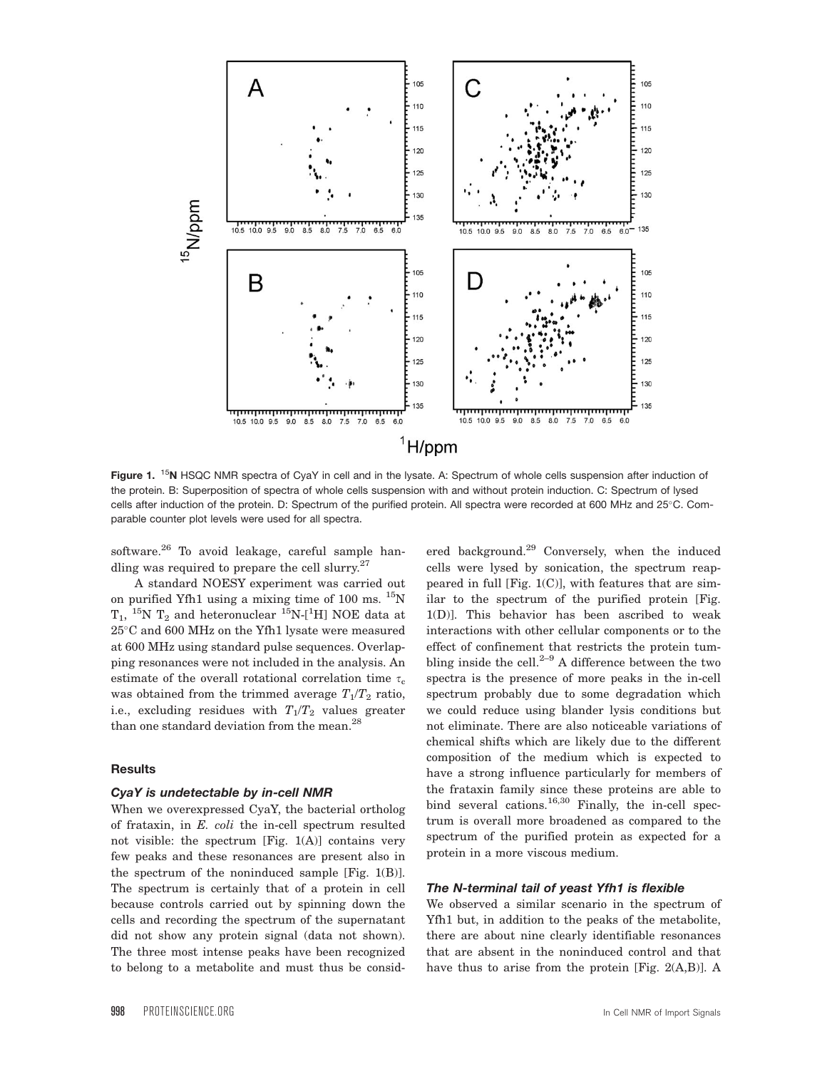**Figure 1.** $^{15}$**N** HSQC NMR spectra of CyaY in cell and in the lysate. A: Spectrum of whole cells suspension after induction of the protein. B: Superposition of spectra of whole cells suspension with and without protein induction. C: Spectrum of lysed cells after induction of the protein. D: Spectrum of the purified protein. All spectra were recorded at 600 MHz and 25°C. Comparable counter plot levels were used for all spectra.

software.[26] To avoid leakage, careful sample handling was required to prepare the cell slurry.[27]

A standard NOESY experiment was carried out on purified Yfh1 using a mixing time of 100 ms. $^{15}$N $T_1$, $^{15}$N $T_2$ and heteronuclear $^{15}$N-[$^1$H] NOE data at 25°C and 600 MHz on the Yfh1 lysate were measured at 600 MHz using standard pulse sequences. Overlapping resonances were not included in the analysis. An estimate of the overall rotational correlation time $\tau_c$ was obtained from the trimmed average $T_1/T_2$ ratio, i.e., excluding residues with $T_1/T_2$ values greater than one standard deviation from the mean.[28]

## Results

### *CyaY is undetectable by in-cell NMR*

When we overexpressed CyaY, the bacterial ortholog of frataxin, in *E. coli* the in-cell spectrum resulted not visible: the spectrum [Fig. 1(A)] contains very few peaks and these resonances are present also in the spectrum of the noninduced sample [Fig. 1(B)]. The spectrum is certainly that of a protein in cell because controls carried out by spinning down the cells and recording the spectrum of the supernatant did not show any protein signal (data not shown). The three most intense peaks have been recognized to belong to a metabolite and must thus be considered background.[29] Conversely, when the induced cells were lysed by sonication, the spectrum reappeared in full [Fig. 1(C)], with features that are similar to the spectrum of the purified protein [Fig. 1(D)]. This behavior has been ascribed to weak interactions with other cellular components or to the effect of confinement that restricts the protein tumbling inside the cell.[2–9] A difference between the two spectra is the presence of more peaks in the in-cell spectrum probably due to some degradation which we could reduce using blander lysis conditions but not eliminate. There are also noticeable variations of chemical shifts which are likely due to the different composition of the medium which is expected to have a strong influence particularly for members of the frataxin family since these proteins are able to bind several cations.[16,30] Finally, the in-cell spectrum is overall more broadened as compared to the spectrum of the purified protein as expected for a protein in a more viscous medium.

### *The N-terminal tail of yeast Yfh1 is flexible*

We observed a similar scenario in the spectrum of Yfh1 but, in addition to the peaks of the metabolite, there are about nine clearly identifiable resonances that are absent in the noninduced control and that have thus to arise from the protein [Fig. 2(A,B)]. A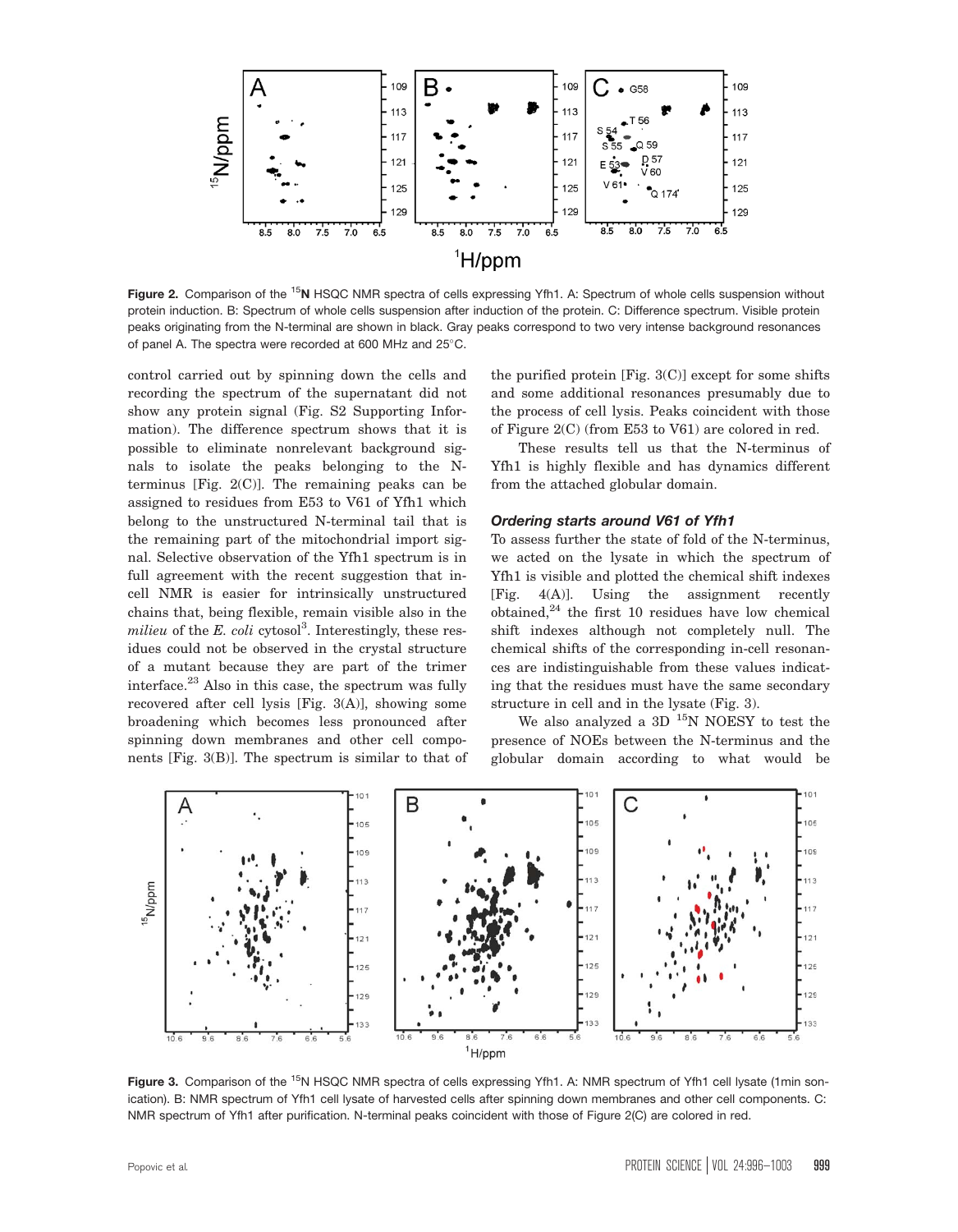**Figure 2.** Comparison of the $^{15}$N HSQC NMR spectra of cells expressing Yfh1. A: Spectrum of whole cells suspension without protein induction. B: Spectrum of whole cells suspension after induction of the protein. C: Difference spectrum. Visible protein peaks originating from the N-terminal are shown in black. Gray peaks correspond to two very intense background resonances of panel A. The spectra were recorded at 600 MHz and 25°C.

control carried out by spinning down the cells and recording the spectrum of the supernatant did not show any protein signal (Fig. S2 Supporting Information). The difference spectrum shows that it is possible to eliminate nonrelevant background signals to isolate the peaks belonging to the N-terminus [Fig. 2(C)]. The remaining peaks can be assigned to residues from E53 to V61 of Yfh1 which belong to the unstructured N-terminal tail that is the remaining part of the mitochondrial import signal. Selective observation of the Yfh1 spectrum is in full agreement with the recent suggestion that in-cell NMR is easier for intrinsically unstructured chains that, being flexible, remain visible also in the *milieu* of the *E. coli* cytosol[3]. Interestingly, these residues could not be observed in the crystal structure of a mutant because they are part of the trimer interface.[23] Also in this case, the spectrum was fully recovered after cell lysis [Fig. 3(A)], showing some broadening which becomes less pronounced after spinning down membranes and other cell components [Fig. 3(B)]. The spectrum is similar to that of the purified protein [Fig. 3(C)] except for some shifts and some additional resonances presumably due to the process of cell lysis. Peaks coincident with those of Figure 2(C) (from E53 to V61) are colored in red.

These results tell us that the N-terminus of Yfh1 is highly flexible and has dynamics different from the attached globular domain.

### *Ordering starts around V61 of Yfh1*

To assess further the state of fold of the N-terminus, we acted on the lysate in which the spectrum of Yfh1 is visible and plotted the chemical shift indexes [Fig. 4(A)]. Using the assignment recently obtained,[24] the first 10 residues have low chemical shift indexes although not completely null. The chemical shifts of the corresponding in-cell resonances are indistinguishable from these values indicating that the residues must have the same secondary structure in cell and in the lysate (Fig. 3).

We also analyzed a 3D $^{15}$N NOESY to test the presence of NOEs between the N-terminus and the globular domain according to what would be

**Figure 3.** Comparison of the $^{15}$N HSQC NMR spectra of cells expressing Yfh1. A: NMR spectrum of Yfh1 cell lysate (1min sonication). B: NMR spectrum of Yfh1 cell lysate of harvested cells after spinning down membranes and other cell components. C: NMR spectrum of Yfh1 after purification. N-terminal peaks coincident with those of Figure 2(C) are colored in red.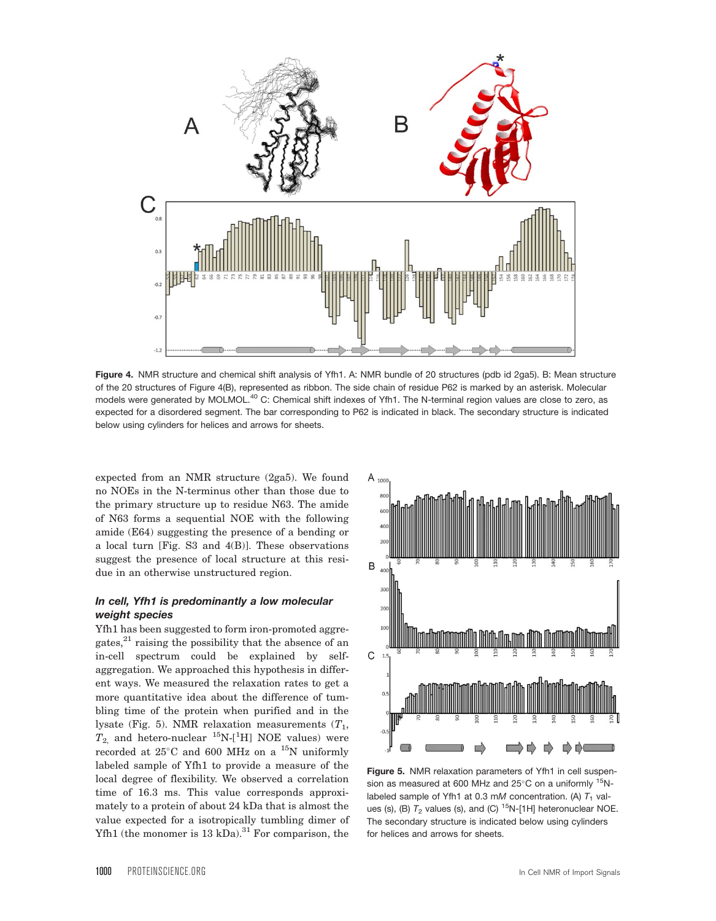Figure 4. NMR structure and chemical shift analysis of Yfh1. A: NMR bundle of 20 structures (pdb id 2ga5). B: Mean structure of the 20 structures of Figure 4(B), represented as ribbon. The side chain of residue P62 is marked by an asterisk. Molecular models were generated by MOLMOL.[40] C: Chemical shift indexes of Yfh1. The N-terminal region values are close to zero, as expected for a disordered segment. The bar corresponding to P62 is indicated in black. The secondary structure is indicated below using cylinders for helices and arrows for sheets.

expected from an NMR structure (2ga5). We found no NOEs in the N-terminus other than those due to the primary structure up to residue N63. The amide of N63 forms a sequential NOE with the following amide (E64) suggesting the presence of a bending or a local turn [Fig. S3 and 4(B)]. These observations suggest the presence of local structure at this residue in an otherwise unstructured region.

### *In cell, Yfh1 is predominantly a low molecular weight species*

Yfh1 has been suggested to form iron-promoted aggregates,[21] raising the possibility that the absence of an in-cell spectrum could be explained by self-aggregation. We approached this hypothesis in different ways. We measured the relaxation rates to get a more quantitative idea about the difference of tumbling time of the protein when purified and in the lysate (Fig. 5). NMR relaxation measurements ($T_1$, $T_2$, and hetero-nuclear $^{15}$N-[$^{1}$H] NOE values) were recorded at 25°C and 600 MHz on a $^{15}$N uniformly labeled sample of Yfh1 to provide a measure of the local degree of flexibility. We observed a correlation time of 16.3 ms. This value corresponds approximately to a protein of about 24 kDa that is almost the value expected for a isotropically tumbling dimer of Yfh1 (the monomer is 13 kDa).[31] For comparison, the

Figure 5. NMR relaxation parameters of Yfh1 in cell suspension as measured at 600 MHz and 25°C on a uniformly $^{15}$N-labeled sample of Yfh1 at 0.3 m*M* concentration. (A) $T_1$ values (s), (B) $T_2$ values (s), and (C) $^{15}$N-[1H] heteronuclear NOE. The secondary structure is indicated below using cylinders for helices and arrows for sheets.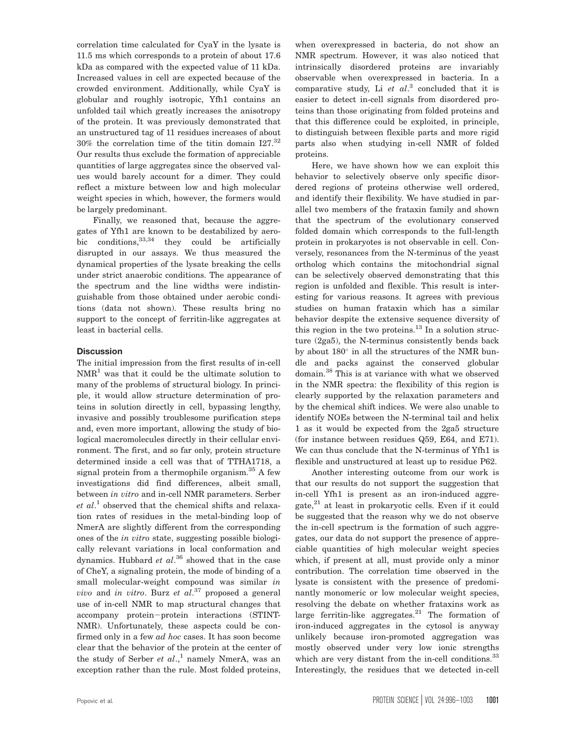correlation time calculated for CyaY in the lysate is 11.5 ms which corresponds to a protein of about 17.6 kDa as compared with the expected value of 11 kDa. Increased values in cell are expected because of the crowded environment. Additionally, while CyaY is globular and roughly isotropic, Yfh1 contains an unfolded tail which greatly increases the anisotropy of the protein. It was previously demonstrated that an unstructured tag of 11 residues increases of about 30% the correlation time of the titin domain I27.[32] Our results thus exclude the formation of appreciable quantities of large aggregates since the observed values would barely account for a dimer. They could reflect a mixture between low and high molecular weight species in which, however, the formers would be largely predominant.

Finally, we reasoned that, because the aggregates of Yfh1 are known to be destabilized by aerobic conditions,[33,34] they could be artificially disrupted in our assays. We thus measured the dynamical properties of the lysate breaking the cells under strict anaerobic conditions. The appearance of the spectrum and the line widths were indistinguishable from those obtained under aerobic conditions (data not shown). These results bring no support to the concept of ferritin-like aggregates at least in bacterial cells.

## Discussion

The initial impression from the first results of in-cell NMR[1] was that it could be the ultimate solution to many of the problems of structural biology. In principle, it would allow structure determination of proteins in solution directly in cell, bypassing lengthy, invasive and possibly troublesome purification steps and, even more important, allowing the study of biological macromolecules directly in their cellular environment. The first, and so far only, protein structure determined inside a cell was that of TTHA1718, a signal protein from a thermophile organism.[35] A few investigations did find differences, albeit small, between *in vitro* and in-cell NMR parameters. Serber *et al*.[1] observed that the chemical shifts and relaxation rates of residues in the metal-binding loop of NmerA are slightly different from the corresponding ones of the *in vitro* state, suggesting possible biologically relevant variations in local conformation and dynamics. Hubbard *et al*.[36] showed that in the case of CheY, a signaling protein, the mode of binding of a small molecular-weight compound was similar *in vivo* and *in vitro*. Burz *et al*.[37] proposed a general use of in-cell NMR to map structural changes that accompany protein−protein interactions (STINT-NMR). Unfortunately, these aspects could be confirmed only in a few *ad hoc* cases. It has soon become clear that the behavior of the protein at the center of the study of Serber *et al*.,[1] namely NmerA, was an exception rather than the rule. Most folded proteins, when overexpressed in bacteria, do not show an NMR spectrum. However, it was also noticed that intrinsically disordered proteins are invariably observable when overexpressed in bacteria. In a comparative study, Li *et al*.[3] concluded that it is easier to detect in-cell signals from disordered proteins than those originating from folded proteins and that this difference could be exploited, in principle, to distinguish between flexible parts and more rigid parts also when studying in-cell NMR of folded proteins.

Here, we have shown how we can exploit this behavior to selectively observe only specific disordered regions of proteins otherwise well ordered, and identify their flexibility. We have studied in parallel two members of the frataxin family and shown that the spectrum of the evolutionary conserved folded domain which corresponds to the full-length protein in prokaryotes is not observable in cell. Conversely, resonances from the N-terminus of the yeast ortholog which contains the mitochondrial signal can be selectively observed demonstrating that this region is unfolded and flexible. This result is interesting for various reasons. It agrees with previous studies on human frataxin which has a similar behavior despite the extensive sequence diversity of this region in the two proteins.[13] In a solution structure (2ga5), the N-terminus consistently bends back by about 180° in all the structures of the NMR bundle and packs against the conserved globular domain.[38] This is at variance with what we observed in the NMR spectra: the flexibility of this region is clearly supported by the relaxation parameters and by the chemical shift indices. We were also unable to identify NOEs between the N-terminal tail and helix 1 as it would be expected from the 2ga5 structure (for instance between residues Q59, E64, and E71). We can thus conclude that the N-terminus of Yfh1 is flexible and unstructured at least up to residue P62.

Another interesting outcome from our work is that our results do not support the suggestion that in-cell Yfh1 is present as an iron-induced aggregate,[21] at least in prokaryotic cells. Even if it could be suggested that the reason why we do not observe the in-cell spectrum is the formation of such aggregates, our data do not support the presence of appreciable quantities of high molecular weight species which, if present at all, must provide only a minor contribution. The correlation time observed in the lysate is consistent with the presence of predominantly monomeric or low molecular weight species, resolving the debate on whether frataxins work as large ferritin-like aggregates.[21] The formation of iron-induced aggregates in the cytosol is anyway unlikely because iron-promoted aggregation was mostly observed under very low ionic strengths which are very distant from the in-cell conditions.[33] Interestingly, the residues that we detected in-cell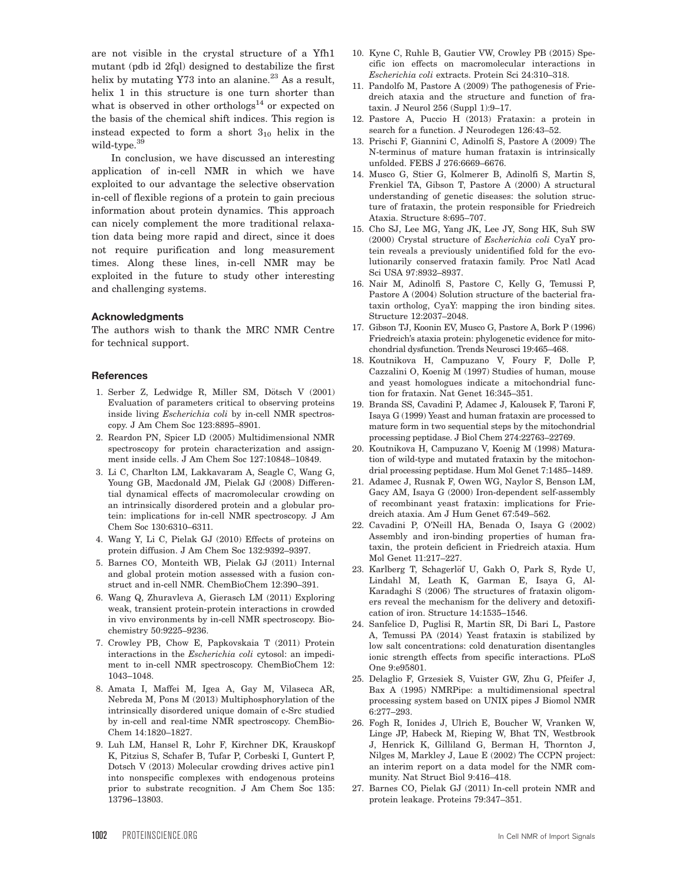are not visible in the crystal structure of a Yfh1 mutant (pdb id 2fql) designed to destabilize the first helix by mutating Y73 into an alanine.[23] As a result, helix 1 in this structure is one turn shorter than what is observed in other orthologs[14] or expected on the basis of the chemical shift indices. This region is instead expected to form a short $3_{10}$ helix in the wild-type.[39]

In conclusion, we have discussed an interesting application of in-cell NMR in which we have exploited to our advantage the selective observation in-cell of flexible regions of a protein to gain precious information about protein dynamics. This approach can nicely complement the more traditional relaxation data being more rapid and direct, since it does not require purification and long measurement times. Along these lines, in-cell NMR may be exploited in the future to study other interesting and challenging systems.

## Acknowledgments

The authors wish to thank the MRC NMR Centre for technical support.

## References

1. Serber Z, Ledwidge R, Miller SM, Dötsch V (2001) Evaluation of parameters critical to observing proteins inside living *Escherichia coli* by in-cell NMR spectroscopy. J Am Chem Soc 123:8895–8901.
2. Reardon PN, Spicer LD (2005) Multidimensional NMR spectroscopy for protein characterization and assignment inside cells. J Am Chem Soc 127:10848–10849.
3. Li C, Charlton LM, Lakkavaram A, Seagle C, Wang G, Young GB, Macdonald JM, Pielak GJ (2008) Differential dynamical effects of macromolecular crowding on an intrinsically disordered protein and a globular protein: implications for in-cell NMR spectroscopy. J Am Chem Soc 130:6310–6311.
4. Wang Y, Li C, Pielak GJ (2010) Effects of proteins on protein diffusion. J Am Chem Soc 132:9392–9397.
5. Barnes CO, Monteith WB, Pielak GJ (2011) Internal and global protein motion assessed with a fusion construct and in-cell NMR. ChemBioChem 12:390–391.
6. Wang Q, Zhuravleva A, Gierasch LM (2011) Exploring weak, transient protein-protein interactions in crowded in vivo environments by in-cell NMR spectroscopy. Biochemistry 50:9225–9236.
7. Crowley PB, Chow E, Papkovskaia T (2011) Protein interactions in the *Escherichia coli* cytosol: an impediment to in-cell NMR spectroscopy. ChemBioChem 12: 1043–1048.
8. Amata I, Maffei M, Igea A, Gay M, Vilaseca AR, Nebreda M, Pons M (2013) Multiphosphorylation of the intrinsically disordered unique domain of c-Src studied by in-cell and real-time NMR spectroscopy. ChemBioChem 14:1820–1827.
9. Luh LM, Hansel R, Lohr F, Kirchner DK, Krauskopf K, Pitzius S, Schafer B, Tufar P, Corbeski I, Guntert P, Dotsch V (2013) Molecular crowding drives active pin1 into nonspecific complexes with endogenous proteins prior to substrate recognition. J Am Chem Soc 135: 13796–13803.
10. Kyne C, Ruhle B, Gautier VW, Crowley PB (2015) Specific ion effects on macromolecular interactions in *Escherichia coli* extracts. Protein Sci 24:310–318.
11. Pandolfo M, Pastore A (2009) The pathogenesis of Friedreich ataxia and the structure and function of frataxin. J Neurol 256 (Suppl 1):9–17.
12. Pastore A, Puccio H (2013) Frataxin: a protein in search for a function. J Neurodegen 126:43–52.
13. Prischi F, Giannini C, Adinolfi S, Pastore A (2009) The N-terminus of mature human frataxin is intrinsically unfolded. FEBS J 276:6669–6676.
14. Musco G, Stier G, Kolmerer B, Adinolfi S, Martin S, Frenkiel TA, Gibson T, Pastore A (2000) A structural understanding of genetic diseases: the solution structure of frataxin, the protein responsible for Friedreich Ataxia. Structure 8:695–707.
15. Cho SJ, Lee MG, Yang JK, Lee JY, Song HK, Suh SW (2000) Crystal structure of *Escherichia coli* CyaY protein reveals a previously unidentified fold for the evolutionarily conserved frataxin family. Proc Natl Acad Sci USA 97:8932–8937.
16. Nair M, Adinolfi S, Pastore C, Kelly G, Temussi P, Pastore A (2004) Solution structure of the bacterial frataxin ortholog, CyaY: mapping the iron binding sites. Structure 12:2037–2048.
17. Gibson TJ, Koonin EV, Musco G, Pastore A, Bork P (1996) Friedreich's ataxia protein: phylogenetic evidence for mitochondrial dysfunction. Trends Neurosci 19:465–468.
18. Koutnikova H, Campuzano V, Foury F, Dolle P, Cazzalini O, Koenig M (1997) Studies of human, mouse and yeast homologues indicate a mitochondrial function for frataxin. Nat Genet 16:345–351.
19. Branda SS, Cavadini P, Adamec J, Kalousek F, Taroni F, Isaya G (1999) Yeast and human frataxin are processed to mature form in two sequential steps by the mitochondrial processing peptidase. J Biol Chem 274:22763–22769.
20. Koutnikova H, Campuzano V, Koenig M (1998) Maturation of wild-type and mutated frataxin by the mitochondrial processing peptidase. Hum Mol Genet 7:1485–1489.
21. Adamec J, Rusnak F, Owen WG, Naylor S, Benson LM, Gacy AM, Isaya G (2000) Iron-dependent self-assembly of recombinant yeast frataxin: implications for Friedreich ataxia. Am J Hum Genet 67:549–562.
22. Cavadini P, O'Neill HA, Benada O, Isaya G (2002) Assembly and iron-binding properties of human frataxin, the protein deficient in Friedreich ataxia. Hum Mol Genet 11:217–227.
23. Karlberg T, Schagerlöf U, Gakh O, Park S, Ryde U, Lindahl M, Leath K, Garman E, Isaya G, Al-Karadaghi S (2006) The structures of frataxin oligomers reveal the mechanism for the delivery and detoxification of iron. Structure 14:1535–1546.
24. Sanfelice D, Puglisi R, Martin SR, Di Bari L, Pastore A, Temussi PA (2014) Yeast frataxin is stabilized by low salt concentrations: cold denaturation disentangles ionic strength effects from specific interactions. PLoS One 9:e95801.
25. Delaglio F, Grzesiek S, Vuister GW, Zhu G, Pfeifer J, Bax A (1995) NMRPipe: a multidimensional spectral processing system based on UNIX pipes J Biomol NMR 6:277–293.
26. Fogh R, Ionides J, Ulrich E, Boucher W, Vranken W, Linge JP, Habeck M, Rieping W, Bhat TN, Westbrook J, Henrick K, Gilliland G, Berman H, Thornton J, Nilges M, Markley J, Laue E (2002) The CCPN project: an interim report on a data model for the NMR community. Nat Struct Biol 9:416–418.
27. Barnes CO, Pielak GJ (2011) In-cell protein NMR and protein leakage. Proteins 79:347–351.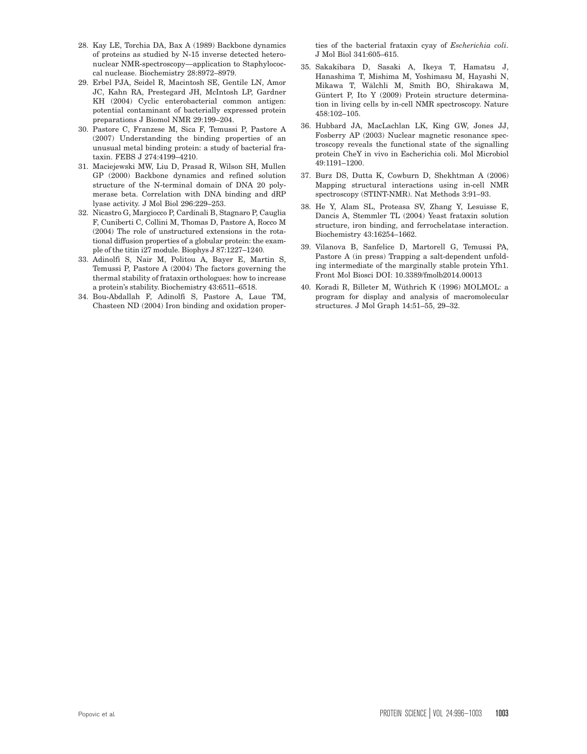28. Kay LE, Torchia DA, Bax A (1989) Backbone dynamics of proteins as studied by N-15 inverse detected heteronuclear NMR-spectroscopy—application to Staphylococcal nuclease. Biochemistry 28:8972–8979.
29. Erbel PJA, Seidel R, Macintosh SE, Gentile LN, Amor JC, Kahn RA, Prestegard JH, McIntosh LP, Gardner KH (2004) Cyclic enterobacterial common antigen: potential contaminant of bacterially expressed protein preparations J Biomol NMR 29:199–204.
30. Pastore C, Franzese M, Sica F, Temussi P, Pastore A (2007) Understanding the binding properties of an unusual metal binding protein: a study of bacterial frataxin. FEBS J 274:4199–4210.
31. Maciejewski MW, Liu D, Prasad R, Wilson SH, Mullen GP (2000) Backbone dynamics and refined solution structure of the N-terminal domain of DNA 20 polymerase beta. Correlation with DNA binding and dRP lyase activity. J Mol Biol 296:229–253.
32. Nicastro G, Margiocco P, Cardinali B, Stagnaro P, Cauglia F, Cuniberti C, Collini M, Thomas D, Pastore A, Rocco M (2004) The role of unstructured extensions in the rotational diffusion properties of a globular protein: the example of the titin i27 module. Biophys J 87:1227–1240.
33. Adinolfi S, Nair M, Politou A, Bayer E, Martin S, Temussi P, Pastore A (2004) The factors governing the thermal stability of frataxin orthologues: how to increase a protein's stability. Biochemistry 43:6511–6518.
34. Bou-Abdallah F, Adinolfi S, Pastore A, Laue TM, Chasteen ND (2004) Iron binding and oxidation properties of the bacterial frataxin cyay of *Escherichia coli*. J Mol Biol 341:605–615.
35. Sakakibara D, Sasaki A, Ikeya T, Hamatsu J, Hanashima T, Mishima M, Yoshimasu M, Hayashi N, Mikawa T, Wälchli M, Smith BO, Shirakawa M, Güntert P, Ito Y (2009) Protein structure determination in living cells by in-cell NMR spectroscopy. Nature 458:102–105.
36. Hubbard JA, MacLachlan LK, King GW, Jones JJ, Fosberry AP (2003) Nuclear magnetic resonance spectroscopy reveals the functional state of the signalling protein CheY in vivo in Escherichia coli. Mol Microbiol 49:1191–1200.
37. Burz DS, Dutta K, Cowburn D, Shekhtman A (2006) Mapping structural interactions using in-cell NMR spectroscopy (STINT-NMR). Nat Methods 3:91–93.
38. He Y, Alam SL, Proteasa SV, Zhang Y, Lesuisse E, Dancis A, Stemmler TL (2004) Yeast frataxin solution structure, iron binding, and ferrochelatase interaction. Biochemistry 43:16254–1662.
39. Vilanova B, Sanfelice D, Martorell G, Temussi PA, Pastore A (in press) Trapping a salt-dependent unfolding intermediate of the marginally stable protein Yfh1. Front Mol Biosci DOI: 10.3389/fmolb2014.00013
40. Koradi R, Billeter M, Wüthrich K (1996) MOLMOL: a program for display and analysis of macromolecular structures. J Mol Graph 14:51–55, 29–32.